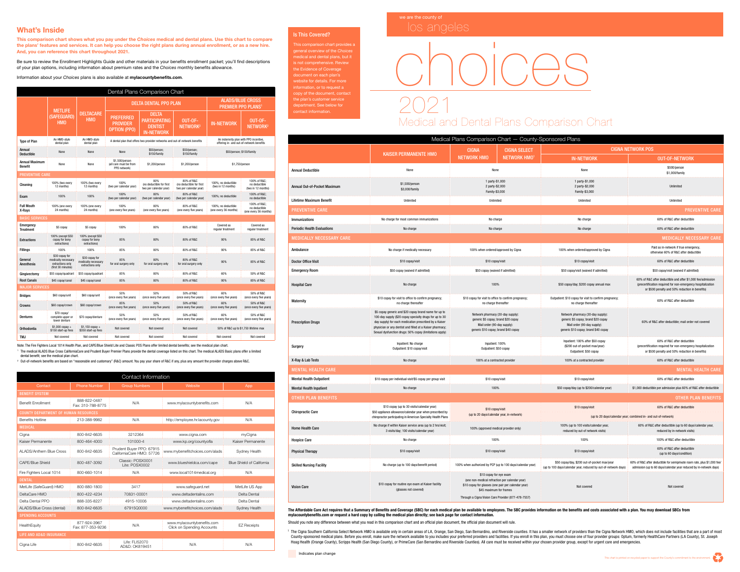we are the county of
los angeles

# choices

# 2021 Medical and Dental Plans Comparison Chart

## What's Inside

**This comparison chart shows what you pay under the *Choices* medical and dental plans. Use this chart to compare the plans' features and services. It can help you choose the right plans during annual enrollment, or as a new hire. And, you can reference this chart throughout 2021.**

Be sure to review the Enrollment Highlights Guide and other materials in your benefits enrollment packet; you'll find descriptions of your plan options, including information about premium rates and the *Choices* monthly benefits allowance.

Information about your *Choices* plans is also available at **mylacountybenefits.com**.

### Is This Covered?

This comparison chart provides a general overview of the *Choices* medical and dental plans, but it is not comprehensive. Review the Evidence of Coverage document on each plan's website for details. For more information, or to request a copy of the document, contact the plan's customer service department. See below for contact information.

## Dental Plans Comparison Chart

| | METLIFE (SAFEGUARD) HMO | DELTACARE HMO | DELTA DENTAL PPO PLAN | | | ALADS/BLUE CROSS PREMIER PPO PLANS[1] | |
|---|---|---|---|---|---|---|---|
| | | | PREFERRED PROVIDER OPTION (PPO) | DELTA PARTICIPATING DENTIST IN-NETWORK | OUT-OF-NETWORK[2] | IN-NETWORK | OUT-OF-NETWORK[2] |
| Type of Plan | An HMO-style dental plan | An HMO-style dental plan | A dental plan that offers two provider networks and out-of-network benefits | | | An indemnity plan with PPO incentive, offering in- and out-of-network benefits | |
| Annual Deductible | None | None | None | $50/person; $150/family | $50/person; $150/family | $50/person; $150/family | |
| Annual Maximum Benefit | None | None | $1,500/person (all care must be from PPO network) | $1,200/person | $1,200/person | $1,750/person | |
| **PREVENTIVE CARE** | | | | | | | |
| Cleaning | 100% (two every 12 months) | 100% (two every 12 months) | 100% (two per calendar year) | 80% (no deductible for first two per calendar year) | 80% of R&C (no deductible for first two per calendar year) | 100%; no deductible (two in 12 months) | 100% of R&C; no deductible (two in 12 months) |
| Exam | 100% | 100% | 100% (two per calendar year) | 80% (two per calendar year) | 80% of R&C (two per calendar year) | 100%; no deductible | 100% of R&C; no deductible |
| Full Mouth X-Rays | 100% (one every 24 months) | 100% (one every 24 months) | 100% (one every five years) | 80% (one every five years) | 80% of R&C (one every five years) | 100%; no deductible (one every 36 months) | 100% of R&C; no deductible (one every 36 months) |
| **BASIC SERVICES** | | | | | | | |
| Emergency Treatment | $5 copay | $5 copay | 100% | 80% | 80% of R&C | Covered as regular treatment | Covered as regular treatment |
| Extractions | 100% (except $50 copay for bony extractions) | 100% (except $50 copay for bony extractions) | 85% | 80% | 80% of R&C | 90% | 85% of R&C |
| Fillings | 100% | 100% | 85% | 80% | 80% of R&C | 90% | 85% of R&C |
| General Anesthesia | $30 copay for medically necessary extractions only (first 30 minutes) | $30 copay for medically necessary extractions only | 85% for oral surgery only | 80% for oral surgery only | 80% of R&C for oral surgery only | 90% | 85% of R&C |
| Gingivectomy | $55 copay/quadrant | $55 copay/quadrant | 85% | 80% | 80% of R&C | 60% | 50% of R&C |
| Root Canals | $45 copay/canal | $45 copay/canal | 85% | 80% | 80% of R&C | 90% | 85% of R&C |
| **MAJOR SERVICES** | | | | | | | |
| Bridges | $60 copay/unit | $60 copay/unit | 50% (once every five years) | 50% (once every five years) | 50% of R&C (once every five years) | 60% (once every five years) | 50% of R&C (once every five years) |
| Crowns | $60 copay/crown | $60 copay/crown | 85% (once every five years) | 50% (once every five years) | 50% of R&C (once every five years) | 60% (once every five years) | 50% of R&C (once every five years) |
| Dentures | $70 copay/ complete upper or lower denture | $70 copay/denture | 50% (once every five years) | 50% (once every five years) | 50% of R&C (once every five years) | 60% (once every five years) | 50% of R&C (once every five years) |
| Orthodontia | $1,000 copay + $150 start-up fees | $1,150 copay + $350 start-up fees | Not covered | Not covered | Not covered | 50% of R&C up to $1,750 lifetime max | |
| TMJ | Not covered | Not covered | Not covered | Not covered | Not covered | Not covered | Not covered |

Note: The Fire Fighters Local 1014 Health Plan, and CAPE/Blue Shield Lite and Classic POS Plans offer limited dental benefits; see the medical plan chart.

[1] The medical ALADS Blue Cross CaliforniaCare and Prudent Buyer Premier Plans provide the dental coverage listed on this chart. The medical ALADS Basic plans offer a limited dental benefit; see the medical plan chart.

[2] Out-of-network benefits are based on "reasonable and customary" (R&C) amount. You pay your share of R&C if any, plus any amount the provider charges above R&C.

## Contact Information

| Contact | Phone Number | Group Numbers | Website | App |
|---|---|---|---|---|
| **BENEFIT SYSTEM** | | | | |
| Benefit Enrollment | 888-822-0487 Fax: 310-788-8775 | N/A | www.mylacountybenefits.com | N/A |
| **COUNTY DEPARTMENT OF HUMAN RESOURCES** | | | | |
| Benefits Hotline | 213-388-9982 | N/A | http://employee.hr.lacounty.gov | N/A |
| **MEDICAL** | | | | |
| Cigna | 800-842-6635 | 3212364 | www.cigna.com | myCigna |
| Kaiser Permanente | 800-464-4000 | 101000-4 | www.kp.org/countyofla | Kaiser Permanente |
| ALADS/Anthem Blue Cross | 800-842-6635 | Prudent Buyer PPO: 67915 CaliforniaCare HMO: 57726 | www.mybenefitchoices.com/alads | Sydney Health |
| CAPE/Blue Shield | 800-487-3092 | Classic: POSX0001 Lite: POSX0002 | www.blueshieldca.com/cape | Blue Shield of California |
| Fire Fighters Local 1014 | 800-660-1014 | N/A | www.local1014medical.org | N/A |
| **DENTAL** | | | | |
| MetLife (SafeGuard) HMO | 800-880-1800 | 3417 | www.safeguard.net | MetLife US App |
| DeltaCare HMO | 800-422-4234 | 70831-00001 | www.deltadentalins.com | Delta Dental |
| Delta Dental PPO | 888-335-8227 | 4915-10006 | www.deltadentalins.com | Delta Dental |
| ALADS/Blue Cross (dental) | 800-842-6635 | 67915Q0000 | www.mybenefitchoices.com/alads | Sydney Health |
| **SPENDING ACCOUNTS** | | | | |
| HealthEquity | 877-924-3967 Fax: 877-353-9236 | N/A | www.mylacountybenefits.com Click on Spending Accounts | EZ Receipts |
| **LIFE AND AD&D INSURANCE** | | | | |
| Cigna Life | 800-842-6635 | Life: FLI52070 AD&D: OK819451 | N/A | N/A |

## Medical Plans Comparison Chart — County-Sponsored Plans

| | KAISER PERMANENTE HMO | CIGNA NETWORK HMO / CIGNA SELECT NETWORK HMO[1] | CIGNA NETWORK POS | |
|---|---|---|---|---|
| | | | IN-NETWORK | OUT-OF-NETWORK |
| Annual Deductible | None | None | None | $500/person $1,000/family |
| Annual Out-of-Pocket Maximum | $1,500/person $3,000/family | 1 party-$1,000 2 party-$2,000 Family-$3,000 | 1 party-$1,000 2 party-$2,000 Family-$3,000 | Unlimited |
| Lifetime Maximum Benefit | Unlimited | Unlimited | Unlimited | Unlimited |
| **PREVENTIVE CARE** | | | | |
| Immunizations | No charge for most common immunizations | No charge | No charge | 60% of R&C after deductible |
| Periodic Health Evaluations | No charge | No charge | No charge | 60% of R&C after deductible |
| **MEDICALLY NECESSARY CARE** | | | | |
| Ambulance | No charge if medically necessary | 100% when ordered/approved by Cigna | 100% when ordered/approved by Cigna | Paid as in-network if true emergency, otherwise 60% of R&C after deductible |
| Doctor Office Visit | $10 copay/visit | $10 copay/visit | $10 copay/visit | 60% of R&C after deductible |
| Emergency Room | $50 copay (waived if admitted) | $50 copay (waived if admitted) | $50 copay/visit (waived if admitted) | $50 copay/visit (waived if admitted) |
| Hospital Care | No charge | 100% | $50 copay/day; $200 copay annual max | 60% of R&C after deductible and after $1,000 fee/admission (precertification required for non-emergency hospitalization or $500 penalty and 50% reduction in benefits) |
| Maternity | $10 copay for visit to office to confirm pregnancy; no charge thereafter | $10 copay for visit to office to confirm pregnancy; no charge thereafter | Outpatient: $10 copay for visit to confirm pregnancy; no charge thereafter | 60% of R&C after deductible |
| Prescription Drugs | $5 copay generic and $20 copay brand name for up to 100-day supply ($20 copay specialty drugs for up to 30 day supply) for medication prescribed by a Kaiser physician or any dentist and filled at a Kaiser pharmacy; Sexual dysfunction drugs: 50% copay (limitations apply) | Network pharmacy (30-day supply): generic $5 copay; brand $20 copay Mail order (90-day supply): generic $10 copay; brand $40 copay | Network pharmacy (30-day supply): generic $5 copay; brand $20 copay Mail order (90-day supply): generic $10 copay; brand $40 copay | 60% of R&C after deductible; mail order not covered |
| Surgery | Inpatient: No charge Outpatient: $10 copay/visit | Inpatient: 100% Outpatient: $50 copay | Inpatient: 100% after $50 copay ($200 out-of-pocket max/year) Outpatient: $50 copay | 60% of R&C after deductible (precertification required for non-emergency hospitalization or $500 penalty and 50% reduction in benefits) |
| X-Ray & Lab Tests | No charge | 100% at a contracted provider | 100% at a contracted provider | 60% of R&C after deductible |
| **MENTAL HEALTH CARE** | | | | |
| Mental Health Outpatient | $10 copay per individual visit/$5 copay per group visit | $10 copay/visit | $10 copay/visit | 60% of R&C after deductible |
| Mental Health Inpatient | No charge | 100% | $50 copay/day (up to $200/calendar year) | $1,000 deductible per admission plus 60% of R&C after deductible |
| **OTHER PLAN BENEFITS** | | | | |
| Chiropractic Care | $10 copay (up to 30 visits/calendar year) $50 appliance allowance/calendar year when prescribed by chiropractor participating in American Specialty Health Plans | $10 copay/visit (up to 20 days/calendar year, in-network) | $10 copay/visit (up to 20 days/calendar year; combined in- and out-of-network) | 60% of R&C after deductible |
| Home Health Care | No charge if within Kaiser service area (up to 2 hrs/visit; 3 visits/day; 100 visits/calendar year) | 100% (approved medical provider only) | 100% (up to 100 visits/calendar year, reduced by out-of network visits) | 60% of R&C after deductible (up to 60 days/calendar year, reduced by in-network visits) |
| Hospice Care | No charge | 100% | 100% | 100% of R&C after deductible |
| Physical Therapy | $10 copay/visit | $10 copay/visit | $10 copay/visit | 60% of R&C after deductible (up to 60 days/condition) |
| Skilled Nursing Facility | No charge (up to 100 days/benefit period) | 100% when authorized by PCP (up to 100 days/calendar year) | $50 copay/day, $200 out-of-pocket max/year (up to 100 days/calendar year, reduced by out-of-network days) | 60% of R&C after deductible for semiprivate room rate, plus $1,000 fee/admission (up to 60 days/calendar year reduced by in-network days) |
| Vision Care | $10 copay for routine eye exam at Kaiser facility (glasses not covered) | $10 copay for eye exam (one non-medical refraction per calendar year) $10 copay for glasses (one pair per calendar year) $45 maximum for frames Through a Cigna Vision Care Provider (877-478-7557) | Not covered | Not covered |

**The Affordable Care Act requires that a Summary of Benefits and Coverage (SBC) for each medical plan be available to employees. The SBC provides information on the benefits and costs associated with a plan. You may download SBCs from mylacountybenefits.com or request a hard copy by calling the medical plan directly; see back page for contact information.**

Should you note any difference between what you read in this comparison chart and an official plan document, the official plan document will rule.

[1] The Cigna Southern California Select Network HMO is available only in certain areas of LA, Orange, San Diego, San Bernardino, and Riverside counties. It has a smaller network of providers than the Cigna Network HMO, which does not include facilities that are a part of most County-sponsored medical plans. Before you enroll, make sure the network available to you includes your preferred providers and facilities. If you enroll in this plan, you must choose one of four provider groups: Optum, formerly HealthCare Partners (LA County), St. Joseph Hoag Health (Orange County), Scripps Health (San Diego County), or PrimeCare (San Bernardino and Riverside Counties). All care must be received within your chosen provider group, except for urgent care and emergencies.

Indicates plan change

This chart is printed on recycled paper to support the County's commitment to the environment.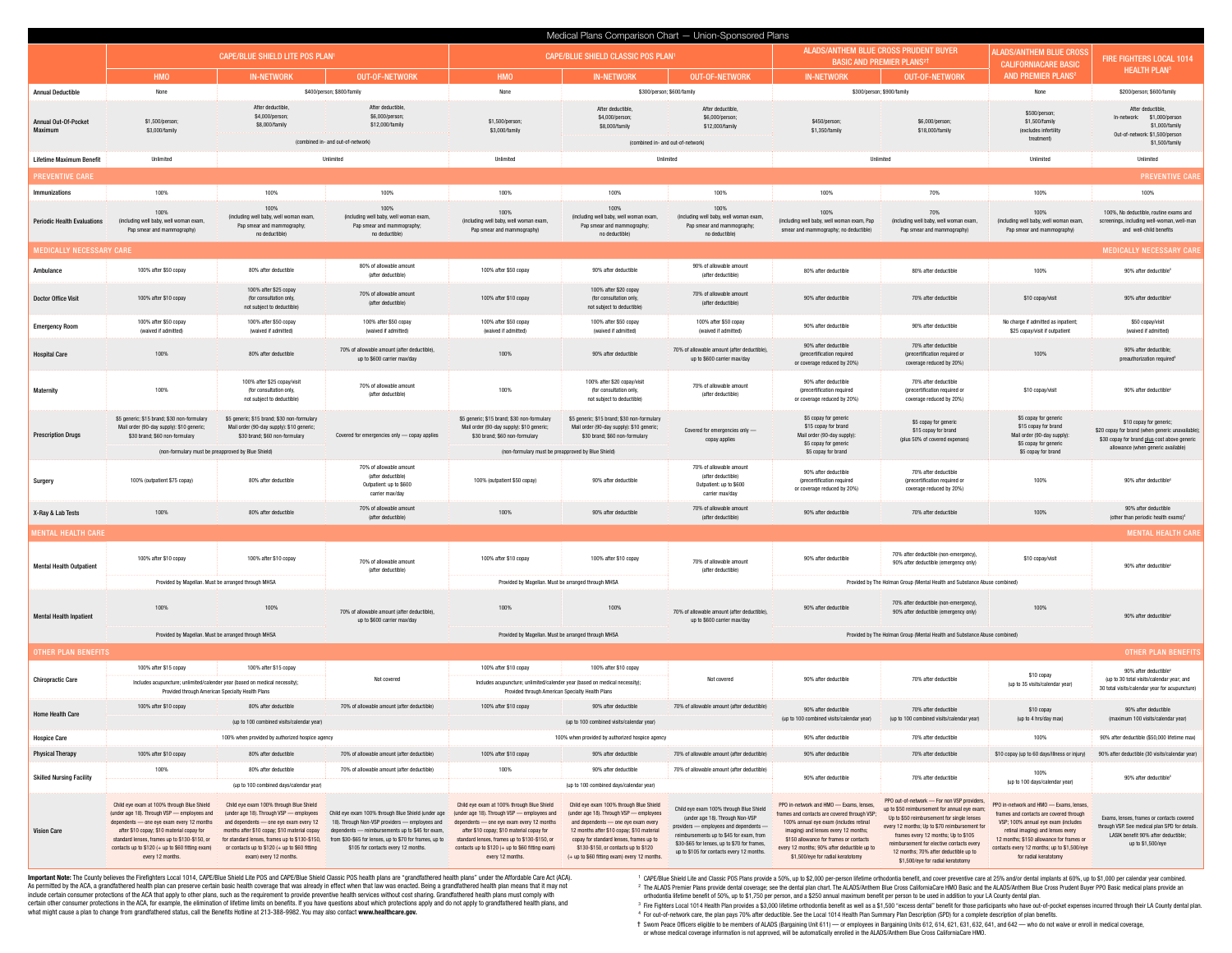# Medical Plans Comparison Chart — Union-Sponsored Plans

| | CAPE/BLUE SHIELD LITE POS PLAN[1] | | | CAPE/BLUE SHIELD CLASSIC POS PLAN[1] | | | ALADS/ANTHEM BLUE CROSS PRUDENT BUYER BASIC AND PREMIER PLANS[2]† | | ALADS/ANTHEM BLUE CROSS CALIFORNIACARE BASIC AND PREMIER PLANS[2] | FIRE FIGHTERS LOCAL 1014 HEALTH PLAN[3] |
|---|---|---|---|---|---|---|---|---|---|---|
| | HMO | IN-NETWORK | OUT-OF-NETWORK | HMO | IN-NETWORK | OUT-OF-NETWORK | IN-NETWORK | OUT-OF-NETWORK | | |
| **Annual Deductible** | None | $400/person; $800/family | | None | $300/person; $600/family | | $300/person; $900/family | | None | $200/person; $600/family |
| **Annual Out-Of-Pocket Maximum** | $1,500/person; $3,000/family | After deductible, $4,000/person; $8,000/family (combined in- and out-of-network) | After deductible, $6,000/person; $12,000/family (combined in- and out-of-network) | $1,500/person; $3,000/family | After deductible, $4,000/person; $8,000/family (combined in- and out-of-network) | After deductible, $6,000/person; $12,000/family (combined in- and out-of-network) | $450/person; $1,350/family | $6,000/person; $18,000/family | $500/person; $1,500/family (excludes infertility treatment) | After deductible, In-network: $1,000/person $1,000/family Out-of-network: $1,500/person $1,500/family |
| **Lifetime Maximum Benefit** | Unlimited | Unlimited | | Unlimited | Unlimited | | Unlimited | | Unlimited | Unlimited |
| **PREVENTIVE CARE** | | | | | | | | | | |
| **Immunizations** | 100% | 100% | 100% | 100% | 100% | 100% | 100% | 70% | 100% | 100% |
| **Periodic Health Evaluations** | 100% (including well baby, well woman exam, Pap smear and mammography) | 100% (including well baby, well woman exam, Pap smear and mammography; no deductible) | 100% (including well baby, well woman exam, Pap smear and mammography; no deductible) | 100% (including well baby, well woman exam, Pap smear and mammography) | 100% (including well baby, well woman exam, Pap smear and mammography; no deductible) | 100% (including well baby, well woman exam, Pap smear and mammography; no deductible) | 100% (including well baby, well woman exam, Pap smear and mammography; no deductible) | 70% (including well baby, well woman exam, Pap smear and mammography) | 100% (including well baby, well woman exam, Pap smear and mammography) | 100%, No deductible, routine exams and screenings, including well-woman, well-man and well-child benefits |
| **MEDICALLY NECESSARY CARE** | | | | | | | | | | |
| **Ambulance** | 100% after $50 copay | 80% after deductible | 80% of allowable amount (after deductible) | 100% after $50 copay | 90% after deductible | 90% of allowable amount (after deductible) | 80% after deductible | 80% after deductible | 100% | 90% after deductible[4] |
| **Doctor Office Visit** | 100% after $10 copay | 100% after $25 copay (for consultation only, not subject to deductible) | 70% of allowable amount (after deductible) | 100% after $10 copay | 100% after $20 copay (for consultation only, not subject to deductible) | 70% of allowable amount (after deductible) | 90% after deductible | 70% after deductible | $10 copay/visit | 90% after deductible[4] |
| **Emergency Room** | 100% after $50 copay (waived if admitted) | 100% after $50 copay (waived if admitted) | 100% after $50 copay (waived if admitted) | 100% after $50 copay (waived if admitted) | 100% after $50 copay (waived if admitted) | 100% after $50 copay (waived if admitted) | 90% after deductible | 90% after deductible | No charge if admitted as inpatient; $25 copay/visit if outpatient | $50 copay/visit (waived if admitted) |
| **Hospital Care** | 100% | 80% after deductible | 70% of allowable amount (after deductible), up to $600 carrier max/day | 100% | 90% after deductible | 70% of allowable amount (after deductible), up to $600 carrier max/day | 90% after deductible (precertification required or coverage reduced by 20%) | 70% after deductible (precertification required or coverage reduced by 20%) | 100% | 90% after deductible; preauthorization required[4] |
| **Maternity** | 100% | 100% after $25 copay/visit (for consultation only, not subject to deductible) | 70% of allowable amount (after deductible) | 100% | 100% after $20 copay/visit (for consultation only, not subject to deductible) | 70% of allowable amount (after deductible) | 90% after deductible (precertification required or coverage reduced by 20%) | 70% after deductible (precertification required or coverage reduced by 20%) | $10 copay/visit | 90% after deductible[4] |
| **Prescription Drugs** | $5 generic; $15 brand; $30 non-formulary Mail order (90-day supply): $10 generic; $30 brand; $60 non-formulary (non-formulary must be preapproved by Blue Shield) | $5 generic; $15 brand; $30 non-formulary Mail order (90-day supply): $10 generic; $30 brand; $60 non-formulary (non-formulary must be preapproved by Blue Shield) | Covered for emergencies only — copay applies | $5 generic; $15 brand; $30 non-formulary Mail order (90-day supply): $10 generic; $30 brand; $60 non-formulary (non-formulary must be preapproved by Blue Shield) | $5 generic; $15 brand; $30 non-formulary Mail order (90-day supply): $10 generic; $30 brand; $60 non-formulary (non-formulary must be preapproved by Blue Shield) | Covered for emergencies only — copay applies | $5 copay for generic $15 copay for brand Mail order (90-day supply): $5 copay for generic $5 copay for brand | $5 copay for generic $15 copay for brand (plus 50% of covered expenses) | $5 copay for generic $15 copay for brand Mail order (90-day supply): $5 copay for generic $5 copay for brand | $10 copay for generic; $20 copay for brand (when generic unavailable); $30 copay for brand plus cost above generic allowance (when generic available) |
| **Surgery** | 100% (outpatient $75 copay) | 80% after deductible | 70% of allowable amount (after deductible) Outpatient: up to $600 carrier max/day | 100% (outpatient $50 copay) | 90% after deductible | 70% of allowable amount (after deductible) Outpatient: up to $600 carrier max/day | 90% after deductible (precertification required or coverage reduced by 20%) | 70% after deductible (precertification required or coverage reduced by 20%) | 100% | 90% after deductible[4] |
| **X-Ray & Lab Tests** | 100% | 80% after deductible | 70% of allowable amount (after deductible) | 100% | 90% after deductible | 70% of allowable amount (after deductible) | 90% after deductible | 70% after deductible | 100% | 90% after deductible (other than periodic health exams)[4] |
| **MENTAL HEALTH CARE** | | | | | | | | | | |
| **Mental Health Outpatient** | 100% after $10 copay (Provided by Magellan. Must be arranged through MHSA) | 100% after $10 copay (Provided by Magellan. Must be arranged through MHSA) | 70% of allowable amount (after deductible) | 100% after $10 copay (Provided by Magellan. Must be arranged through MHSA) | 100% after $10 copay (Provided by Magellan. Must be arranged through MHSA) | 70% of allowable amount (after deductible) | 90% after deductible (Provided by The Holman Group (Mental Health and Substance Abuse combined)) | 70% after deductible (non-emergency), 90% after deductible (emergency only) (Provided by The Holman Group (Mental Health and Substance Abuse combined)) | $10 copay/visit (Provided by The Holman Group (Mental Health and Substance Abuse combined)) | 90% after deductible[4] |
| **Mental Health Inpatient** | 100% (Provided by Magellan. Must be arranged through MHSA) | 100% (Provided by Magellan. Must be arranged through MHSA) | 70% of allowable amount (after deductible), up to $600 carrier max/day | 100% (Provided by Magellan. Must be arranged through MHSA) | 100% (Provided by Magellan. Must be arranged through MHSA) | 70% of allowable amount (after deductible), up to $600 carrier max/day | 90% after deductible (Provided by The Holman Group (Mental Health and Substance Abuse combined)) | 70% after deductible (non-emergency), 90% after deductible (emergency only) (Provided by The Holman Group (Mental Health and Substance Abuse combined)) | 100% (Provided by The Holman Group (Mental Health and Substance Abuse combined)) | 90% after deductible[4] |
| **OTHER PLAN BENEFITS** | | | | | | | | | | |
| **Chiropractic Care** | 100% after $15 copay (Includes acupuncture; unlimited/calender year (based on medical necessity); Provided through American Specialty Health Plans) | 100% after $15 copay (Includes acupuncture; unlimited/calender year (based on medical necessity); Provided through American Specialty Health Plans) | Not covered | 100% after $10 copay (Includes acupuncture; unlimited/calender year (based on medical necessity); Provided through American Specialty Health Plans) | 100% after $10 copay (Includes acupuncture; unlimited/calender year (based on medical necessity); Provided through American Specialty Health Plans) | Not covered | 90% after deductible | 70% after deductible | $10 copay (up to 35 visits/calendar year) | 90% after deductible[4] (up to 30 total visits/calendar year; and 30 total visits/calendar year for acupuncture) |
| **Home Health Care** | 100% after $10 copay | 80% after deductible (up to 100 combined visits/calendar year) | 70% of allowable amount (after deductible) (up to 100 combined visits/calendar year) | 100% after $10 copay | 90% after deductible (up to 100 combined visits/calendar year) | 70% of allowable amount (after deductible) (up to 100 combined visits/calendar year) | 90% after deductible (up to 100 combined visits/calendar year) | 70% after deductible (up to 100 combined visits/calendar year) | $10 copay (up to 4 hrs/day max) | 90% after deductible (maximum 100 visits/calendar year) |
| **Hospice Care** | 100% when provided by authorized hospice agency | | | 100% when provided by authorized hospice agency | | | 90% after deductible | 70% after deductible | 100% | 90% after deductible ($50,000 lifetime max) |
| **Physical Therapy** | 100% after $10 copay | 80% after deductible | 70% of allowable amount (after deductible) | 100% after $10 copay | 90% after deductible | 70% of allowable amount (after deductible) | 90% after deductible | 70% after deductible | $10 copay (up to 60 days/illness or injury) | 90% after deductible (30 visits/calendar year) |
| **Skilled Nursing Facility** | 100% | 80% after deductible (up to 100 combined days/calendar year) | 70% of allowable amount (after deductible) (up to 100 combined days/calendar year) | 100% | 90% after deductible (up to 100 combined days/calendar year) | 70% of allowable amount (after deductible) (up to 100 combined days/calendar year) | 90% after deductible | 70% after deductible | 100% (up to 100 days/calendar year) | 90% after deductible[4] |
| **Vision Care** | Child eye exam at 100% through Blue Shield (under age 18). Through VSP — employees and dependents — one eye exam every 12 months after $10 copay; $10 material copay for standard lenses, frames up to $130-$150, or contacts up to $120 (+ up to $60 fitting exam) every 12 months. | Child eye exam 100% through Blue Shield (under age 18). Through VSP — employees and dependents — one eye exam every 12 months after $10 copay; $10 material copay for standard lenses, frames up to $130-$150, or contacts up to $120 (+ up to $60 fitting exam) every 12 months. | Child eye exam 100% through Blue Shield (under age 18). Through Non-VSP providers — employees and dependents — reimbursements up to $45 for exam, from $30-$65 for lenses, up to $70 for frames, up to $105 for contacts every 12 months. | Child eye exam at 100% through Blue Shield (under age 18). Through VSP — employees and dependents — one eye exam every 12 months after $10 copay; $10 material copay for standard lenses, frames up to $130-$150, or contacts up to $120 (+ up to $60 fitting exam) every 12 months. | Child eye exam 100% through Blue Shield (under age 18). Through VSP — employees and dependents — one eye exam every 12 months after $10 copay; $10 material copay for standard lenses, frames up to $130-$150, or contacts up to $120 (+ up to $60 fitting exam) every 12 months. | Child eye exam 100% through Blue Shield (under age 18). Through Non-VSP providers — employees and dependents — reimbursements up to $45 for exam, from $30-$65 for lenses, up to $70 for frames, up to $105 for contacts every 12 months. | PPO in-network and HMO — Exams, lenses, frames and contacts are covered through VSP; 100% annual eye exam (includes retinal imaging) and lenses every 12 months; $150 allowance for frames or contacts every 12 months; 90% after deductible up to $1,500/eye for radial keratotomy | PPO out-of-network — For non VSP providers, up to $50 reimbursement for annual eye exam; Up to $50 reimbursement for single lenses every 12 months; Up to $70 reimbursement for frames every 12 months; Up to $105 reimbursement for elective contacts every 12 months; 70% after deductible up to $1,500/eye for radial keratotomy | PPO in-network and HMO — Exams, lenses, frames and contacts are covered through VSP; 100% annual eye exam (includes retinal imaging) and lenses every 12 months; $150 allowance for frames or contacts every 12 months; up to $1,500/eye for radial keratotomy | Exams, lenses, frames or contacts covered through VSP. See medical plan SPD for details. LASIK benefit 90% after deductible; up to $1,500/eye |

**Important Note:** The County believes the Firefighters Local 1014, CAPE/Blue Shield Lite POS and CAPE/Blue Shield Classic POS health plans are "grandfathered health plans" under the Affordable Care Act (ACA). As permitted by the ACA, a grandfathered health plan can preserve certain basic health coverage that was already in effect when that law was enacted. Being a grandfathered health plan means that it may not include certain consumer protections of the ACA that apply to other plans, such as the requirement to provide preventive health services without cost sharing. Grandfathered health plans must comply with certain other consumer protections in the ACA, for example, the elimination of lifetime limits on benefits. If you have questions about which protections apply and do not apply to grandfathered health plans, and what might cause a plan to change from grandfathered status, call the Benefits Hotline at 213-388-9982. You may also contact **www.healthcare.gov.**

[1] CAPE/Blue Shield Lite and Classic POS Plans provide a 50%, up to $2,000 per-person lifetime orthodontia benefit, and cover preventive care at 25% and/or dental implants at 60%, up to $1,000 per calendar year combined.

[2] The ALADS Premier Plans provide dental coverage; see the dental plan chart. The ALADS/Anthem Blue Cross CaliforniaCare HMO Basic and the ALADS/Anthem Blue Cross Prudent Buyer PPO Basic medical plans provide an orthodontia lifetime benefit of 50%, to $1,750 per person, and a $250 annual maximum benefit per person to be used in addition to your LA County dental plan.

[3] Fire Fighters Local 1014 Health Plan provides a $3,000 lifetime orthodontia benefit as well as a $1,500 "excess dental" benefit for those participants who have out-of-pocket expenses incurred through their LA County dental plan.

[4] For out-of-network care, the plan pays 70% after deductible. See the Local 1014 Health Plan Summary Plan Description (SPD) for a complete description of plan benefits.

† Sworn Peace Officers eligible to be members of ALADS (Bargaining Unit 611) — or employees in Bargaining Units 612, 614, 621, 631, 632, 641, and 642 — who do not waive or enroll in medical coverage, or whose medical coverage information is not approved, will be automatically enrolled in the ALADS/Anthem Blue Cross CaliforniaCare HMO.